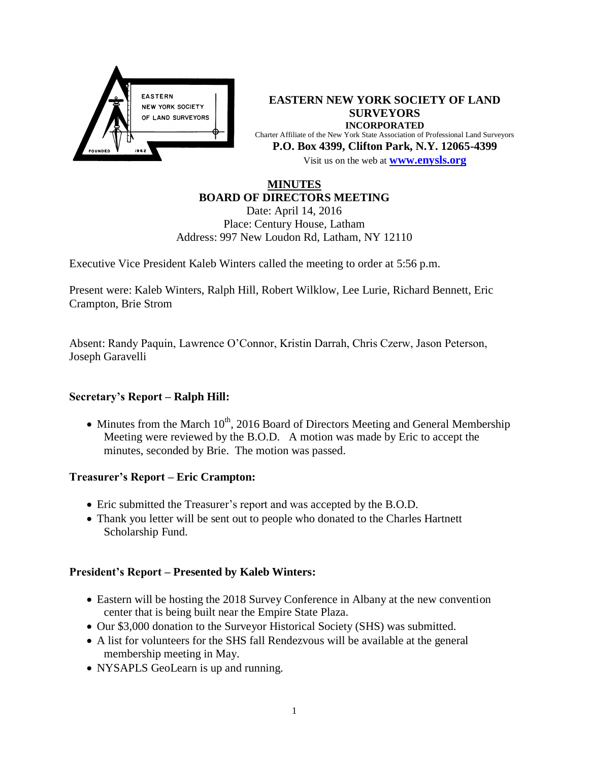# EASTERN NEW YORK SOCIETY OF LAND SURVEYORS

**INCORPORATED**

Charter Affiliate of the New York State Association of Professional Land Surveyors

**P.O. Box 4399, Clifton Park, N.Y. 12065-4399**

Visit us on the web at **www.enysls.org**

## MINUTES
## BOARD OF DIRECTORS MEETING

Date: April 14, 2016
Place: Century House, Latham
Address: 997 New Loudon Rd, Latham, NY 12110

Executive Vice President Kaleb Winters called the meeting to order at 5:56 p.m.

Present were: Kaleb Winters, Ralph Hill, Robert Wilklow, Lee Lurie, Richard Bennett, Eric Crampton, Brie Strom

Absent: Randy Paquin, Lawrence O'Connor, Kristin Darrah, Chris Czerw, Jason Peterson, Joseph Garavelli

### Secretary's Report – Ralph Hill:

- Minutes from the March 10th, 2016 Board of Directors Meeting and General Membership Meeting were reviewed by the B.O.D. A motion was made by Eric to accept the minutes, seconded by Brie. The motion was passed.

### Treasurer's Report – Eric Crampton:

- Eric submitted the Treasurer's report and was accepted by the B.O.D.
- Thank you letter will be sent out to people who donated to the Charles Hartnett Scholarship Fund.

### President's Report – Presented by Kaleb Winters:

- Eastern will be hosting the 2018 Survey Conference in Albany at the new convention center that is being built near the Empire State Plaza.
- Our $3,000 donation to the Surveyor Historical Society (SHS) was submitted.
- A list for volunteers for the SHS fall Rendezvous will be available at the general membership meeting in May.
- NYSAPLS GeoLearn is up and running.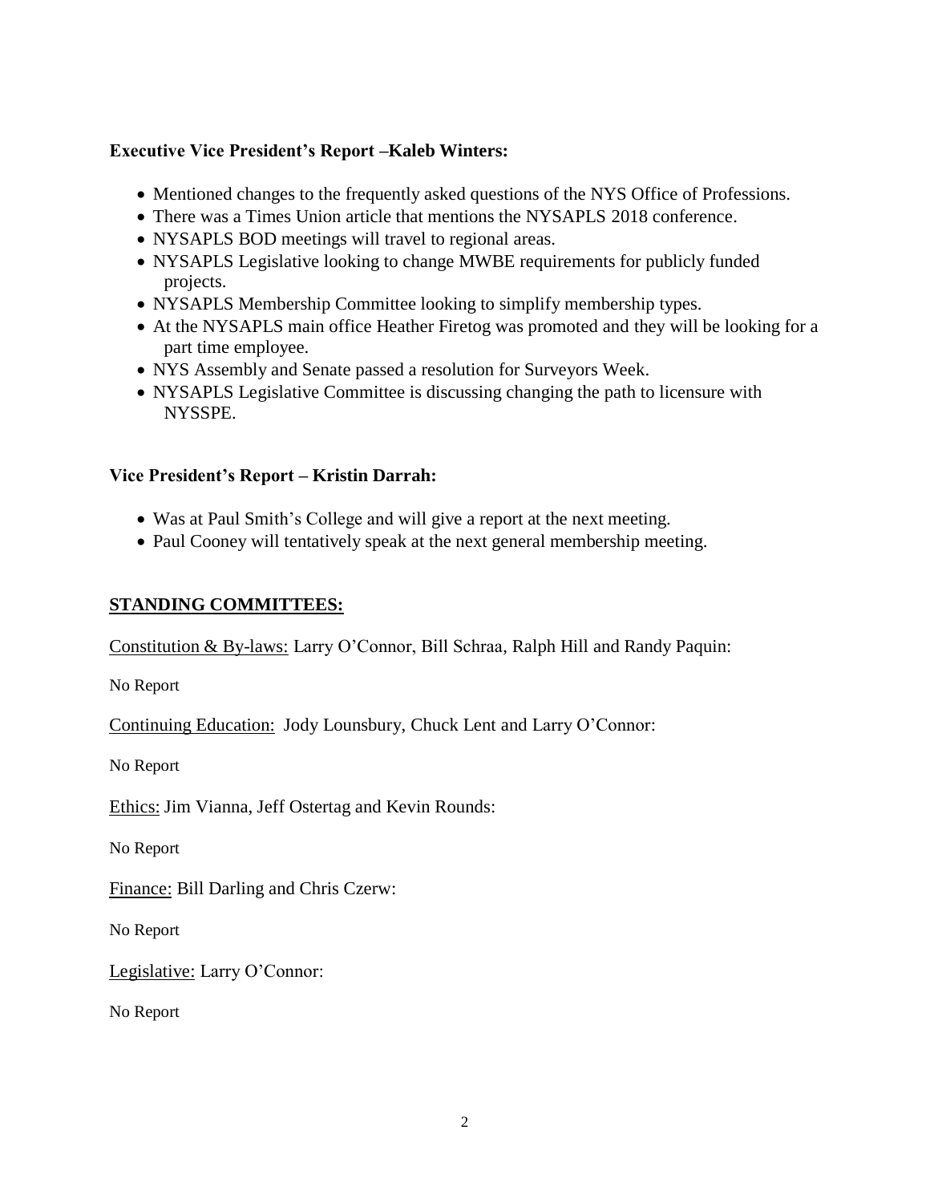**Executive Vice President's Report –Kaleb Winters:**

- Mentioned changes to the frequently asked questions of the NYS Office of Professions.
- There was a Times Union article that mentions the NYSAPLS 2018 conference.
- NYSAPLS BOD meetings will travel to regional areas.
- NYSAPLS Legislative looking to change MWBE requirements for publicly funded projects.
- NYSAPLS Membership Committee looking to simplify membership types.
- At the NYSAPLS main office Heather Firetog was promoted and they will be looking for a part time employee.
- NYS Assembly and Senate passed a resolution for Surveyors Week.
- NYSAPLS Legislative Committee is discussing changing the path to licensure with NYSSPE.

**Vice President's Report – Kristin Darrah:**

- Was at Paul Smith's College and will give a report at the next meeting.
- Paul Cooney will tentatively speak at the next general membership meeting.

**STANDING COMMITTEES:**

Constitution & By-laws: Larry O'Connor, Bill Schraa, Ralph Hill and Randy Paquin:

No Report

Continuing Education: Jody Lounsbury, Chuck Lent and Larry O'Connor:

No Report

Ethics: Jim Vianna, Jeff Ostertag and Kevin Rounds:

No Report

Finance: Bill Darling and Chris Czerw:

No Report

Legislative: Larry O'Connor:

No Report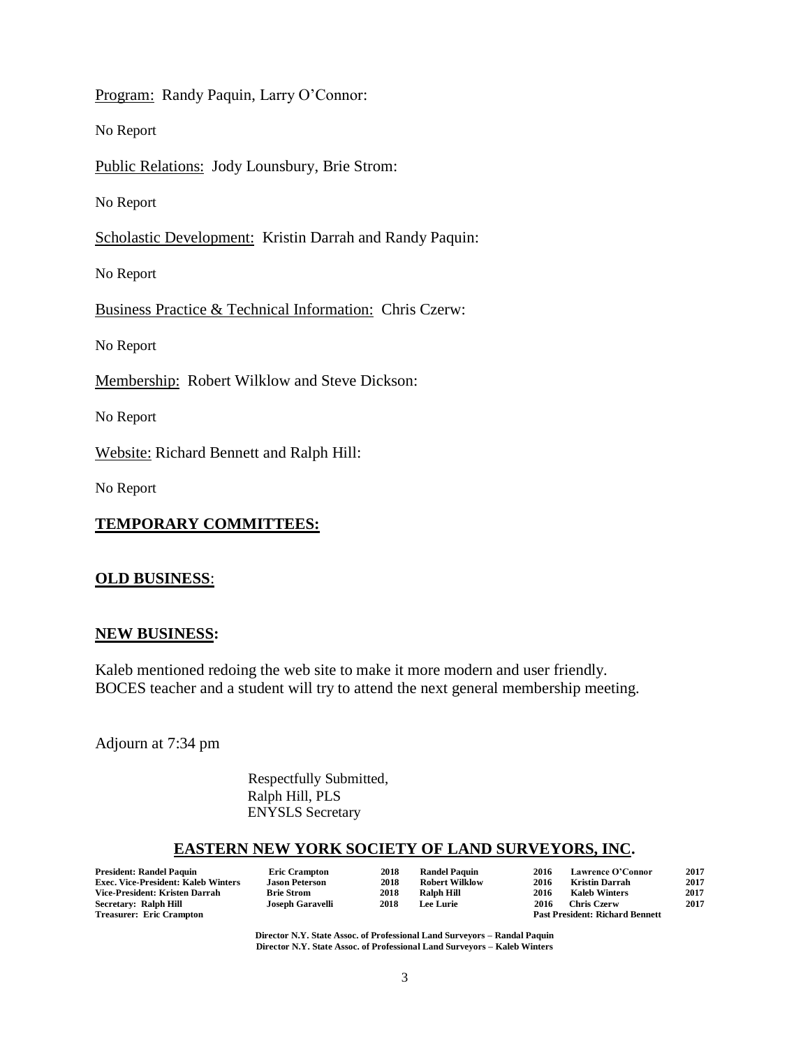Program: Randy Paquin, Larry O'Connor:

No Report

Public Relations: Jody Lounsbury, Brie Strom:

No Report

Scholastic Development: Kristin Darrah and Randy Paquin:

No Report

Business Practice & Technical Information: Chris Czerw:

No Report

Membership: Robert Wilklow and Steve Dickson:

No Report

Website: Richard Bennett and Ralph Hill:

No Report

## TEMPORARY COMMITTEES:

## OLD BUSINESS:

## NEW BUSINESS:

Kaleb mentioned redoing the web site to make it more modern and user friendly.
BOCES teacher and a student will try to attend the next general membership meeting.

Adjourn at 7:34 pm

Respectfully Submitted,
Ralph Hill, PLS
ENYSLS Secretary

## EASTERN NEW YORK SOCIETY OF LAND SURVEYORS, INC.

| | | | | | | | |
|---|---|---|---|---|---|---|---|
| **President: Randel Paquin** | **Eric Crampton** | **2018** | **Randel Paquin** | **2016** | **Lawrence O'Connor** | **2017** |
| **Exec. Vice-President: Kaleb Winters** | **Jason Peterson** | **2018** | **Robert Wilklow** | **2016** | **Kristin Darrah** | **2017** |
| **Vice-President: Kristen Darrah** | **Brie Strom** | **2018** | **Ralph Hill** | **2016** | **Kaleb Winters** | **2017** |
| **Secretary: Ralph Hill** | **Joseph Garavelli** | **2018** | **Lee Lurie** | **2016** | **Chris Czerw** | **2017** |
| **Treasurer: Eric Crampton** | | | | **Past President: Richard Bennett** | | |

**Director N.Y. State Assoc. of Professional Land Surveyors – Randal Paquin**
**Director N.Y. State Assoc. of Professional Land Surveyors – Kaleb Winters**